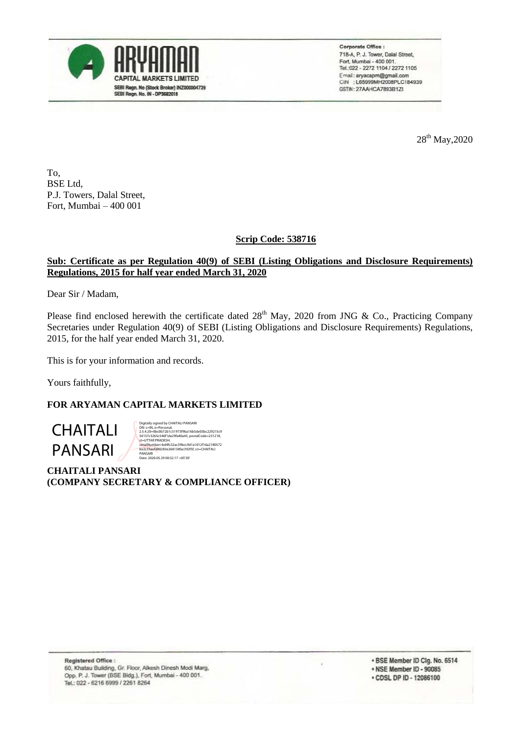**ARYAMAN CAPITAL MARKETS LIMITED**
SEBI Regn. No (Stock Broker) INZ000004739
SEBI Regn. No. IN - DP3682018

**Corporate Office :**
718-A, P. J. Tower, Dalal Street,
Fort, Mumbai - 400 001.
Tel.:022 - 2272 1104 / 2272 1105
Email : aryacapm@gmail.com
CIN : L65999MH2008PLC184939
GSTIN : 27AAHCA7893B1ZI

28th May,2020

To,
BSE Ltd,
P.J. Towers, Dalal Street,
Fort, Mumbai – 400 001

**Scrip Code: 538716**

**Sub: Certificate as per Regulation 40(9) of SEBI (Listing Obligations and Disclosure Requirements) Regulations, 2015 for half year ended March 31, 2020**

Dear Sir / Madam,

Please find enclosed herewith the certificate dated 28th May, 2020 from JNG & Co., Practicing Company Secretaries under Regulation 40(9) of SEBI (Listing Obligations and Disclosure Requirements) Regulations, 2015, for the half year ended March 31, 2020.

This is for your information and records.

Yours faithfully,

**FOR ARYAMAN CAPITAL MARKETS LIMITED**

CHAITALI PANSARI

Digitally signed by CHAITALI PANSARI
Date: 2020.05.29 00:52:17 +05'30'

**CHAITALI PANSARI**
**(COMPANY SECRETARY & COMPLIANCE OFFICER)**

**Registered Office :**
60, Khatau Building, Gr. Floor, Alkesh Dinesh Modi Marg,
Opp. P. J. Tower (BSE Bldg.), Fort, Mumbai - 400 001.
Tel.: 022 - 6216 6999 / 2261 8264

- BSE Member ID Clg. No. 6514
- NSE Member ID - 90085
- CDSL DP ID - 12086100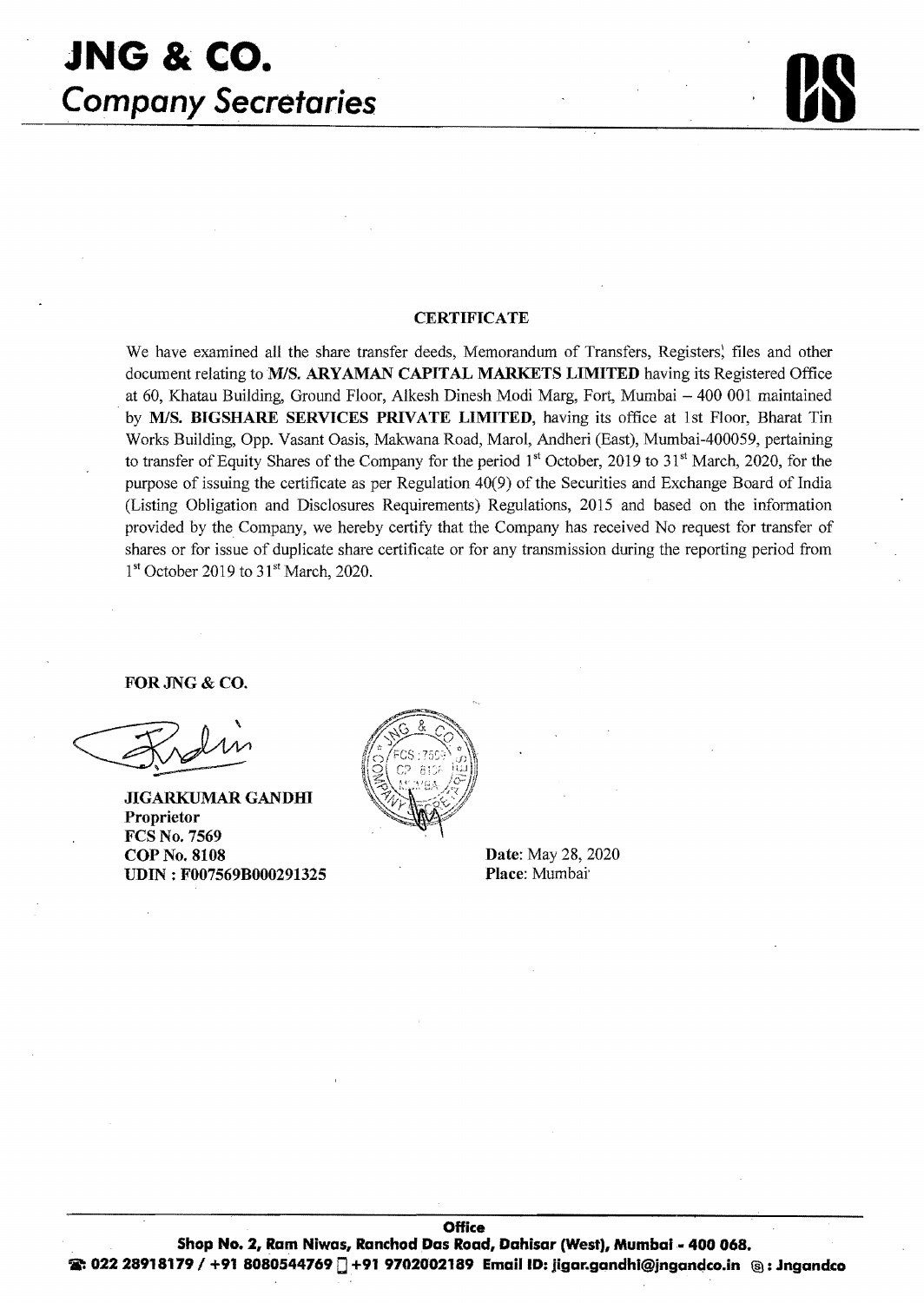# JNG & CO.

*Company Secretaries*

## CERTIFICATE

We have examined all the share transfer deeds, Memorandum of Transfers, Registers, files and other document relating to **M/S. ARYAMAN CAPITAL MARKETS LIMITED** having its Registered Office at 60, Khatau Building, Ground Floor, Alkesh Dinesh Modi Marg, Fort, Mumbai – 400 001 maintained by **M/S. BIGSHARE SERVICES PRIVATE LIMITED**, having its office at 1st Floor, Bharat Tin Works Building, Opp. Vasant Oasis, Makwana Road, Marol, Andheri (East), Mumbai-400059, pertaining to transfer of Equity Shares of the Company for the period 1st October, 2019 to 31st March, 2020, for the purpose of issuing the certificate as per Regulation 40(9) of the Securities and Exchange Board of India (Listing Obligation and Disclosures Requirements) Regulations, 2015 and based on the information provided by the Company, we hereby certify that the Company has received No request for transfer of shares or for issue of duplicate share certificate or for any transmission during the reporting period from 1st October 2019 to 31st March, 2020.

**FOR JNG & CO.**

**JIGARKUMAR GANDHI**
**Proprietor**
**FCS No. 7569**
**COP No. 8108**
**UDIN : F007569B000291325**

**Date:** May 28, 2020
**Place:** Mumbai

**Office**
**Shop No. 2, Ram Niwas, Ranchod Das Road, Dahisar (West), Mumbai - 400 068.**
**022 28918179 / +91 8080544769 +91 9702002189 Email ID: jigar.gandhi@jngandco.in : Jngandco**